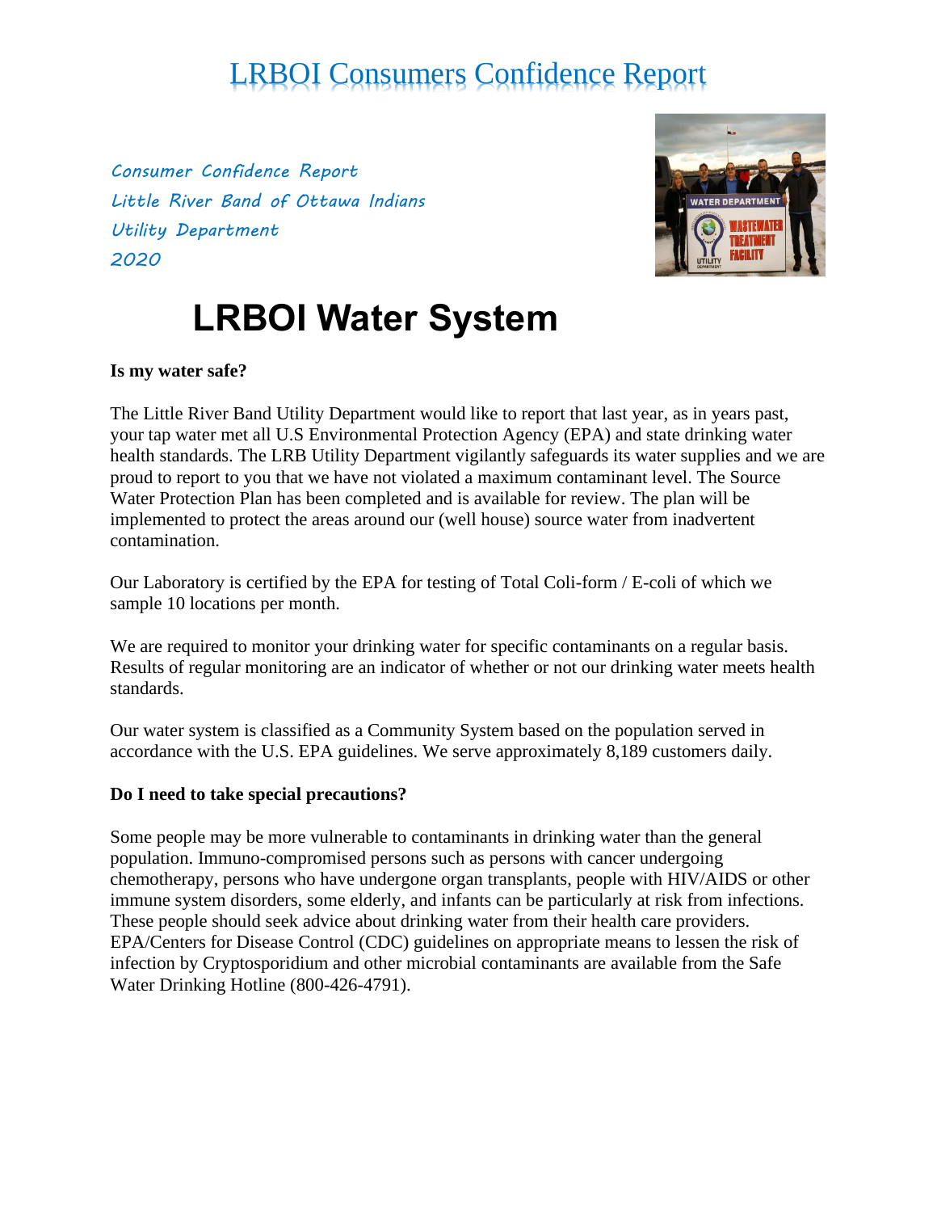# LRBOI Consumers Confidence Report

*Consumer Confidence Report*
*Little River Band of Ottawa Indians*
*Utility Department*
*2020*

## LRBOI Water System

**Is my water safe?**

The Little River Band Utility Department would like to report that last year, as in years past, your tap water met all U.S Environmental Protection Agency (EPA) and state drinking water health standards. The LRB Utility Department vigilantly safeguards its water supplies and we are proud to report to you that we have not violated a maximum contaminant level. The Source Water Protection Plan has been completed and is available for review. The plan will be implemented to protect the areas around our (well house) source water from inadvertent contamination.

Our Laboratory is certified by the EPA for testing of Total Coli-form / E-coli of which we sample 10 locations per month.

We are required to monitor your drinking water for specific contaminants on a regular basis. Results of regular monitoring are an indicator of whether or not our drinking water meets health standards.

Our water system is classified as a Community System based on the population served in accordance with the U.S. EPA guidelines. We serve approximately 8,189 customers daily.

**Do I need to take special precautions?**

Some people may be more vulnerable to contaminants in drinking water than the general population. Immuno-compromised persons such as persons with cancer undergoing chemotherapy, persons who have undergone organ transplants, people with HIV/AIDS or other immune system disorders, some elderly, and infants can be particularly at risk from infections. These people should seek advice about drinking water from their health care providers. EPA/Centers for Disease Control (CDC) guidelines on appropriate means to lessen the risk of infection by Cryptosporidium and other microbial contaminants are available from the Safe Water Drinking Hotline (800-426-4791).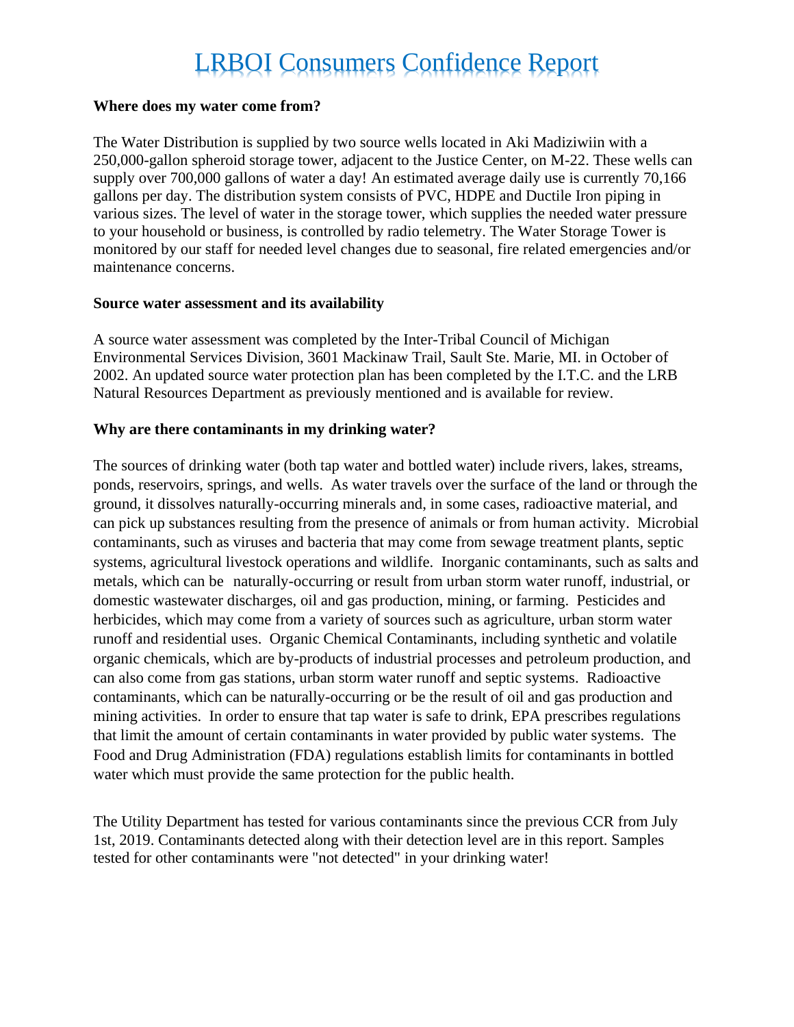# LRBOI Consumers Confidence Report

**Where does my water come from?**

The Water Distribution is supplied by two source wells located in Aki Madiziwiin with a 250,000-gallon spheroid storage tower, adjacent to the Justice Center, on M-22. These wells can supply over 700,000 gallons of water a day! An estimated average daily use is currently 70,166 gallons per day. The distribution system consists of PVC, HDPE and Ductile Iron piping in various sizes. The level of water in the storage tower, which supplies the needed water pressure to your household or business, is controlled by radio telemetry. The Water Storage Tower is monitored by our staff for needed level changes due to seasonal, fire related emergencies and/or maintenance concerns.

**Source water assessment and its availability**

A source water assessment was completed by the Inter-Tribal Council of Michigan Environmental Services Division, 3601 Mackinaw Trail, Sault Ste. Marie, MI. in October of 2002. An updated source water protection plan has been completed by the I.T.C. and the LRB Natural Resources Department as previously mentioned and is available for review.

**Why are there contaminants in my drinking water?**

The sources of drinking water (both tap water and bottled water) include rivers, lakes, streams, ponds, reservoirs, springs, and wells. As water travels over the surface of the land or through the ground, it dissolves naturally-occurring minerals and, in some cases, radioactive material, and can pick up substances resulting from the presence of animals or from human activity. Microbial contaminants, such as viruses and bacteria that may come from sewage treatment plants, septic systems, agricultural livestock operations and wildlife. Inorganic contaminants, such as salts and metals, which can be naturally-occurring or result from urban storm water runoff, industrial, or domestic wastewater discharges, oil and gas production, mining, or farming. Pesticides and herbicides, which may come from a variety of sources such as agriculture, urban storm water runoff and residential uses. Organic Chemical Contaminants, including synthetic and volatile organic chemicals, which are by-products of industrial processes and petroleum production, and can also come from gas stations, urban storm water runoff and septic systems. Radioactive contaminants, which can be naturally-occurring or be the result of oil and gas production and mining activities. In order to ensure that tap water is safe to drink, EPA prescribes regulations that limit the amount of certain contaminants in water provided by public water systems. The Food and Drug Administration (FDA) regulations establish limits for contaminants in bottled water which must provide the same protection for the public health.

The Utility Department has tested for various contaminants since the previous CCR from July 1st, 2019. Contaminants detected along with their detection level are in this report. Samples tested for other contaminants were "not detected" in your drinking water!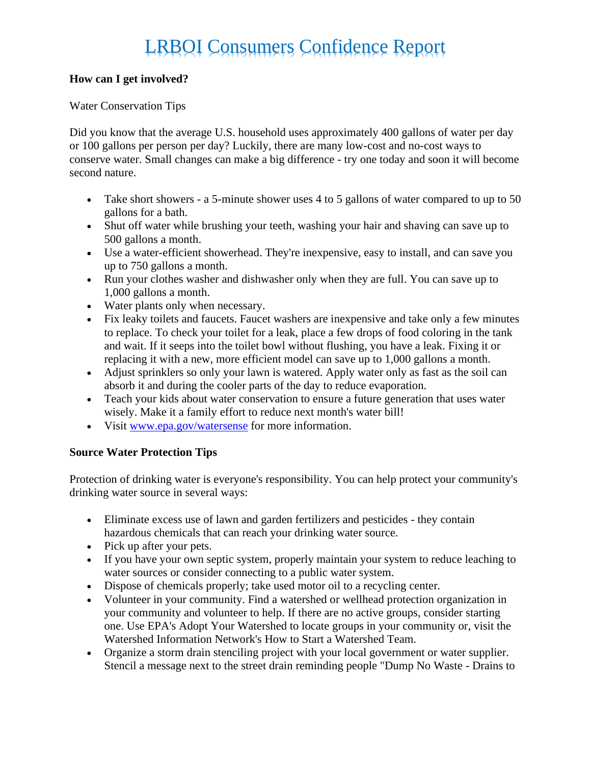# LRBOI Consumers Confidence Report

**How can I get involved?**

Water Conservation Tips

Did you know that the average U.S. household uses approximately 400 gallons of water per day or 100 gallons per person per day? Luckily, there are many low-cost and no-cost ways to conserve water. Small changes can make a big difference - try one today and soon it will become second nature.

- Take short showers - a 5-minute shower uses 4 to 5 gallons of water compared to up to 50 gallons for a bath.
- Shut off water while brushing your teeth, washing your hair and shaving can save up to 500 gallons a month.
- Use a water-efficient showerhead. They're inexpensive, easy to install, and can save you up to 750 gallons a month.
- Run your clothes washer and dishwasher only when they are full. You can save up to 1,000 gallons a month.
- Water plants only when necessary.
- Fix leaky toilets and faucets. Faucet washers are inexpensive and take only a few minutes to replace. To check your toilet for a leak, place a few drops of food coloring in the tank and wait. If it seeps into the toilet bowl without flushing, you have a leak. Fixing it or replacing it with a new, more efficient model can save up to 1,000 gallons a month.
- Adjust sprinklers so only your lawn is watered. Apply water only as fast as the soil can absorb it and during the cooler parts of the day to reduce evaporation.
- Teach your kids about water conservation to ensure a future generation that uses water wisely. Make it a family effort to reduce next month's water bill!
- Visit [www.epa.gov/watersense](http://www.epa.gov/watersense) for more information.

**Source Water Protection Tips**

Protection of drinking water is everyone's responsibility. You can help protect your community's drinking water source in several ways:

- Eliminate excess use of lawn and garden fertilizers and pesticides - they contain hazardous chemicals that can reach your drinking water source.
- Pick up after your pets.
- If you have your own septic system, properly maintain your system to reduce leaching to water sources or consider connecting to a public water system.
- Dispose of chemicals properly; take used motor oil to a recycling center.
- Volunteer in your community. Find a watershed or wellhead protection organization in your community and volunteer to help. If there are no active groups, consider starting one. Use EPA's Adopt Your Watershed to locate groups in your community or, visit the Watershed Information Network's How to Start a Watershed Team.
- Organize a storm drain stenciling project with your local government or water supplier. Stencil a message next to the street drain reminding people "Dump No Waste - Drains to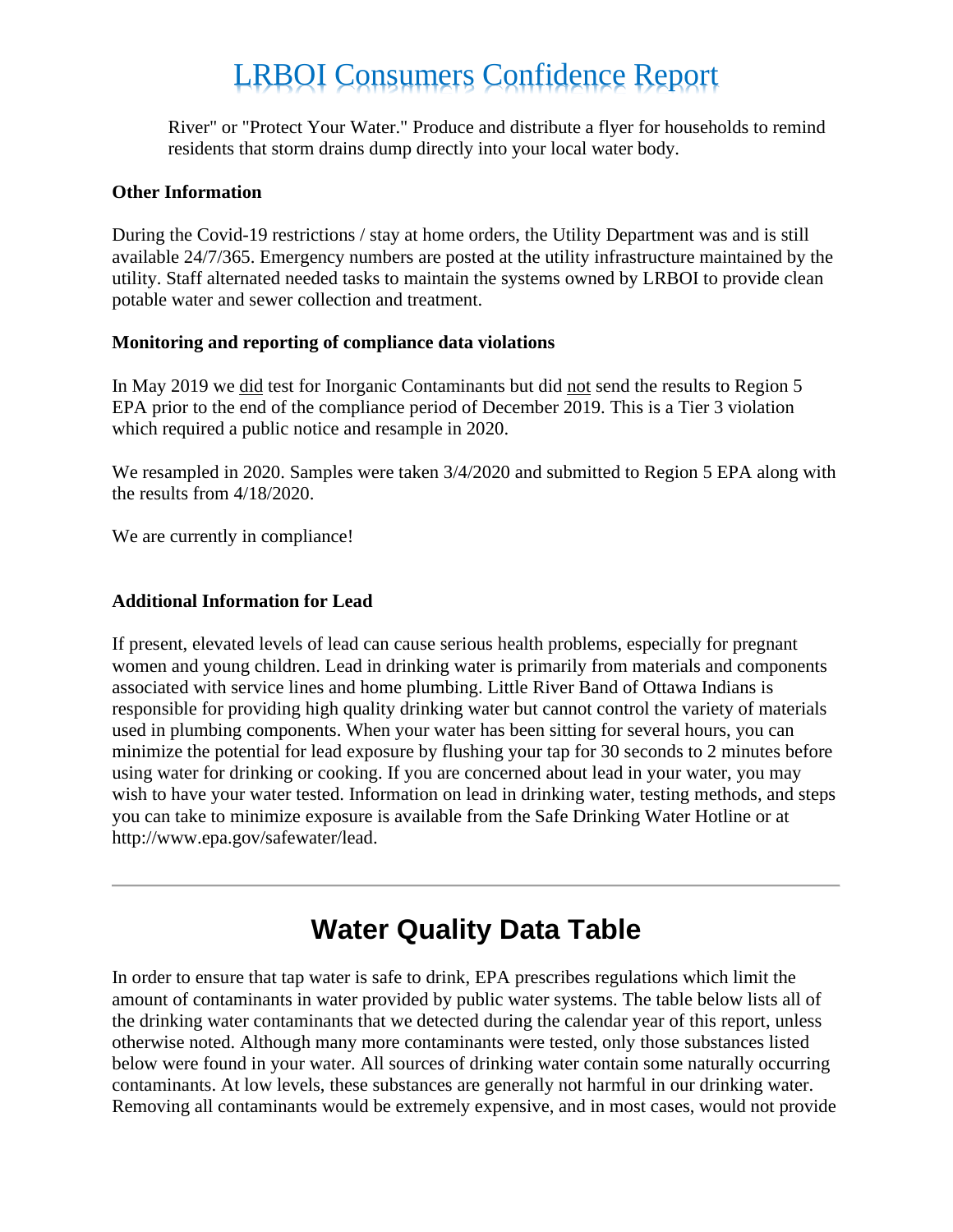River" or "Protect Your Water." Produce and distribute a flyer for households to remind residents that storm drains dump directly into your local water body.

**Other Information**

During the Covid-19 restrictions / stay at home orders, the Utility Department was and is still available 24/7/365. Emergency numbers are posted at the utility infrastructure maintained by the utility. Staff alternated needed tasks to maintain the systems owned by LRBOI to provide clean potable water and sewer collection and treatment.

**Monitoring and reporting of compliance data violations**

In May 2019 we did test for Inorganic Contaminants but did not send the results to Region 5 EPA prior to the end of the compliance period of December 2019. This is a Tier 3 violation which required a public notice and resample in 2020.

We resampled in 2020. Samples were taken 3/4/2020 and submitted to Region 5 EPA along with the results from 4/18/2020.

We are currently in compliance!

**Additional Information for Lead**

If present, elevated levels of lead can cause serious health problems, especially for pregnant women and young children. Lead in drinking water is primarily from materials and components associated with service lines and home plumbing. Little River Band of Ottawa Indians is responsible for providing high quality drinking water but cannot control the variety of materials used in plumbing components. When your water has been sitting for several hours, you can minimize the potential for lead exposure by flushing your tap for 30 seconds to 2 minutes before using water for drinking or cooking. If you are concerned about lead in your water, you may wish to have your water tested. Information on lead in drinking water, testing methods, and steps you can take to minimize exposure is available from the Safe Drinking Water Hotline or at http://www.epa.gov/safewater/lead.

---

# Water Quality Data Table

In order to ensure that tap water is safe to drink, EPA prescribes regulations which limit the amount of contaminants in water provided by public water systems. The table below lists all of the drinking water contaminants that we detected during the calendar year of this report, unless otherwise noted. Although many more contaminants were tested, only those substances listed below were found in your water. All sources of drinking water contain some naturally occurring contaminants. At low levels, these substances are generally not harmful in our drinking water. Removing all contaminants would be extremely expensive, and in most cases, would not provide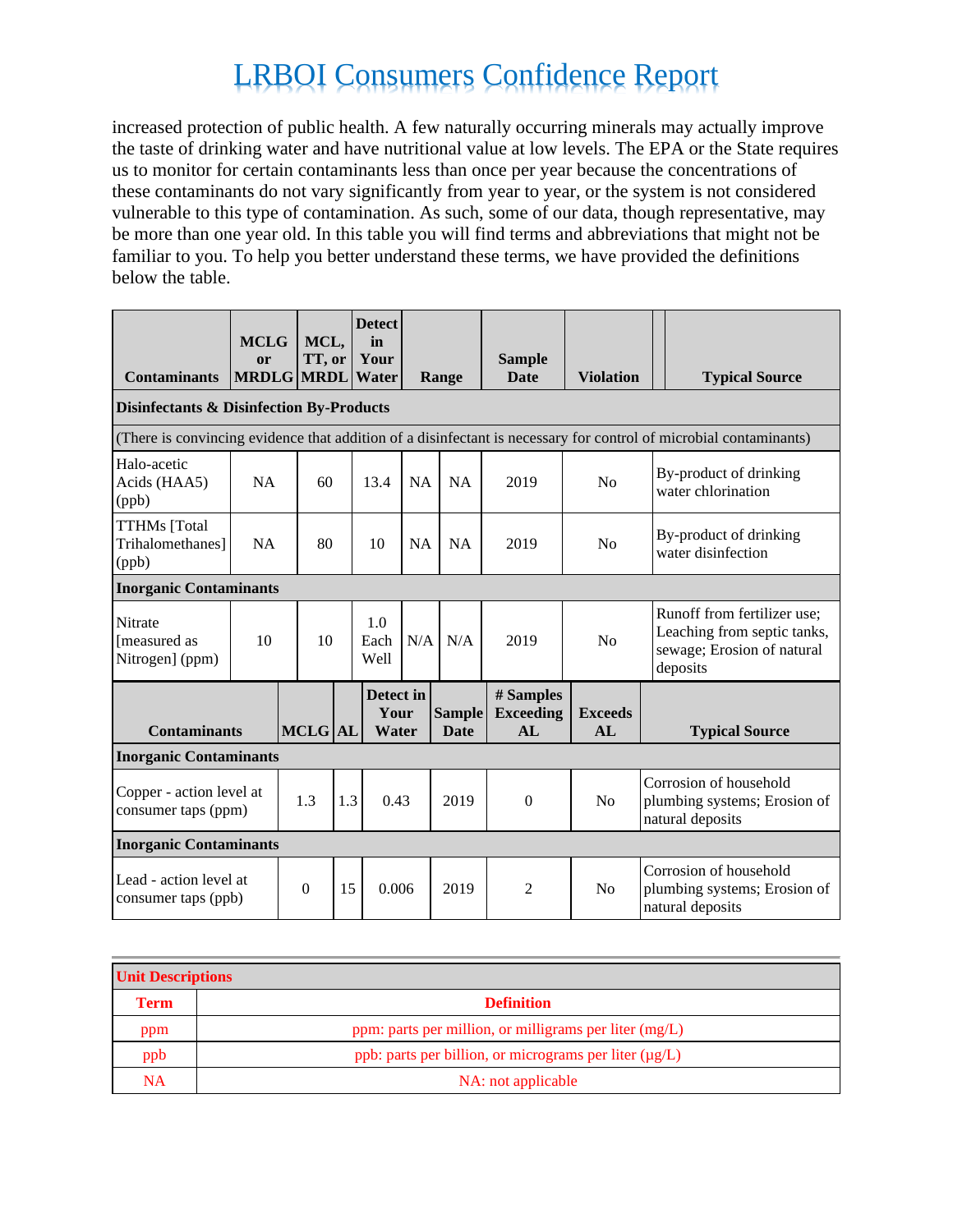increased protection of public health. A few naturally occurring minerals may actually improve the taste of drinking water and have nutritional value at low levels. The EPA or the State requires us to monitor for certain contaminants less than once per year because the concentrations of these contaminants do not vary significantly from year to year, or the system is not considered vulnerable to this type of contamination. As such, some of our data, though representative, may be more than one year old. In this table you will find terms and abbreviations that might not be familiar to you. To help you better understand these terms, we have provided the definitions below the table.

| Contaminants | MCLG or MRDLG | MCL, TT, or MRDL | Detect in Your Water | Range | | Sample Date | Violation | Typical Source |
|---|---|---|---|---|---|---|---|---|
| **Disinfectants & Disinfection By-Products** | | | | | | | | |
| (There is convincing evidence that addition of a disinfectant is necessary for control of microbial contaminants) | | | | | | | | |
| Halo-acetic Acids (HAA5) (ppb) | NA | 60 | 13.4 | NA | NA | 2019 | No | By-product of drinking water chlorination |
| TTHMs [Total Trihalomethanes] (ppb) | NA | 80 | 10 | NA | NA | 2019 | No | By-product of drinking water disinfection |
| **Inorganic Contaminants** | | | | | | | | |
| Nitrate [measured as Nitrogen] (ppm) | 10 | 10 | 1.0 Each Well | N/A | N/A | 2019 | No | Runoff from fertilizer use; Leaching from septic tanks, sewage; Erosion of natural deposits |

| Contaminants | MCLG | AL | Detect in Your Water | Sample Date | # Samples Exceeding AL | Exceeds AL | Typical Source |
|---|---|---|---|---|---|---|---|
| **Inorganic Contaminants** | | | | | | | |
| Copper - action level at consumer taps (ppm) | 1.3 | 1.3 | 0.43 | 2019 | 0 | No | Corrosion of household plumbing systems; Erosion of natural deposits |
| **Inorganic Contaminants** | | | | | | | |
| Lead - action level at consumer taps (ppb) | 0 | 15 | 0.006 | 2019 | 2 | No | Corrosion of household plumbing systems; Erosion of natural deposits |

| Unit Descriptions | |
|---|---|
| **Term** | **Definition** |
| ppm | ppm: parts per million, or milligrams per liter (mg/L) |
| ppb | ppb: parts per billion, or micrograms per liter (µg/L) |
| NA | NA: not applicable |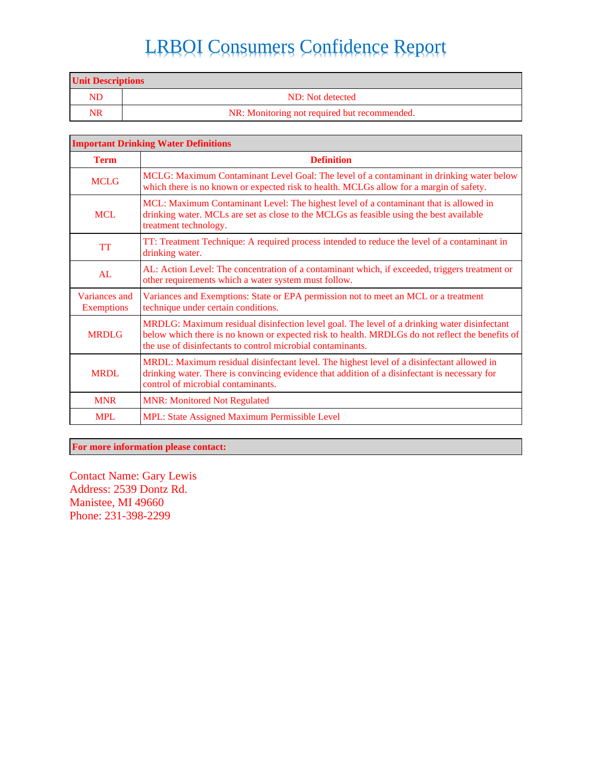# LRBOI Consumers Confidence Report

| Unit Descriptions | |
|---|---|
| ND | ND: Not detected |
| NR | NR: Monitoring not required but recommended. |

| Important Drinking Water Definitions | |
|---|---|
| **Term** | **Definition** |
| MCLG | MCLG: Maximum Contaminant Level Goal: The level of a contaminant in drinking water below which there is no known or expected risk to health. MCLGs allow for a margin of safety. |
| MCL | MCL: Maximum Contaminant Level: The highest level of a contaminant that is allowed in drinking water. MCLs are set as close to the MCLGs as feasible using the best available treatment technology. |
| TT | TT: Treatment Technique: A required process intended to reduce the level of a contaminant in drinking water. |
| AL | AL: Action Level: The concentration of a contaminant which, if exceeded, triggers treatment or other requirements which a water system must follow. |
| Variances and Exemptions | Variances and Exemptions: State or EPA permission not to meet an MCL or a treatment technique under certain conditions. |
| MRDLG | MRDLG: Maximum residual disinfection level goal. The level of a drinking water disinfectant below which there is no known or expected risk to health. MRDLGs do not reflect the benefits of the use of disinfectants to control microbial contaminants. |
| MRDL | MRDL: Maximum residual disinfectant level. The highest level of a disinfectant allowed in drinking water. There is convincing evidence that addition of a disinfectant is necessary for control of microbial contaminants. |
| MNR | MNR: Monitored Not Regulated |
| MPL | MPL: State Assigned Maximum Permissible Level |

**For more information please contact:**

Contact Name: Gary Lewis
Address: 2539 Dontz Rd.
Manistee, MI 49660
Phone: 231-398-2299